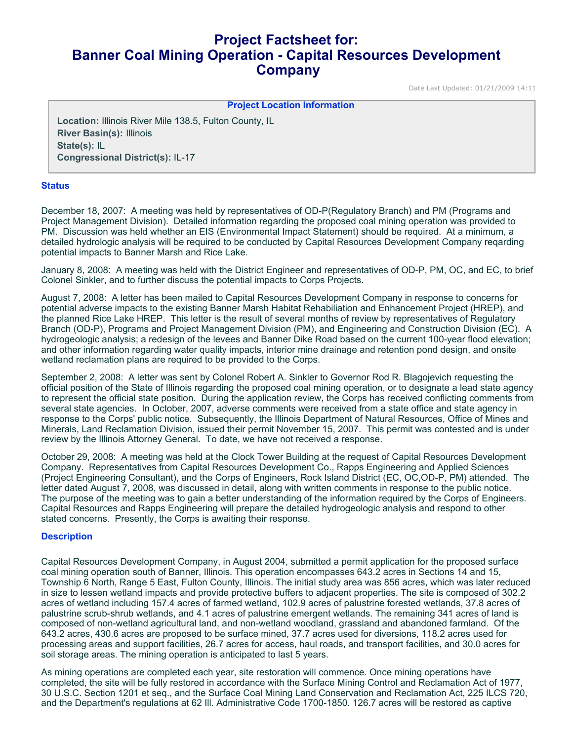# Project Factsheet for: Banner Coal Mining Operation - Capital Resources Development Company

Date Last Updated: 01/21/2009 14:11

**Project Location Information**

**Location:** Illinois River Mile 138.5, Fulton County, IL
**River Basin(s):** Illinois
**State(s):** IL
**Congressional District(s):** IL-17

## Status

December 18, 2007: A meeting was held by representatives of OD-P(Regulatory Branch) and PM (Programs and Project Management Division). Detailed information regarding the proposed coal mining operation was provided to PM. Discussion was held whether an EIS (Environmental Impact Statement) should be required. At a minimum, a detailed hydrologic analysis will be required to be conducted by Capital Resources Development Company reqarding potential impacts to Banner Marsh and Rice Lake.

January 8, 2008: A meeting was held with the District Engineer and representatives of OD-P, PM, OC, and EC, to brief Colonel Sinkler, and to further discuss the potential impacts to Corps Projects.

August 7, 2008: A letter has been mailed to Capital Resources Development Company in response to concerns for potential adverse impacts to the existing Banner Marsh Habitat Rehabiliation and Enhancement Project (HREP), and the planned Rice Lake HREP. This letter is the result of several months of review by representatives of Regulatory Branch (OD-P), Programs and Project Management Division (PM), and Engineering and Construction Division (EC). A hydrogeologic analysis; a redesign of the levees and Banner Dike Road based on the current 100-year flood elevation; and other information regarding water quality impacts, interior mine drainage and retention pond design, and onsite wetland reclamation plans are required to be provided to the Corps.

September 2, 2008: A letter was sent by Colonel Robert A. Sinkler to Governor Rod R. Blagojevich requesting the official position of the State of Illinois regarding the proposed coal mining operation, or to designate a lead state agency to represent the official state position. During the application review, the Corps has received conflicting comments from several state agencies. In October, 2007, adverse comments were received from a state office and state agency in response to the Corps' public notice. Subsequently, the Illinois Department of Natural Resources, Office of Mines and Minerals, Land Reclamation Division, issued their permit November 15, 2007. This permit was contested and is under review by the Illinois Attorney General. To date, we have not received a response.

October 29, 2008: A meeting was held at the Clock Tower Building at the request of Capital Resources Development Company. Representatives from Capital Resources Development Co., Rapps Engineering and Applied Sciences (Project Engineering Consultant), and the Corps of Engineers, Rock Island District (EC, OC,OD-P, PM) attended. The letter dated August 7, 2008, was discussed in detail, along with written comments in response to the public notice. The purpose of the meeting was to gain a better understanding of the information required by the Corps of Engineers. Capital Resources and Rapps Engineering will prepare the detailed hydrogeologic analysis and respond to other stated concerns. Presently, the Corps is awaiting their response.

## Description

Capital Resources Development Company, in August 2004, submitted a permit application for the proposed surface coal mining operation south of Banner, Illinois. This operation encompasses 643.2 acres in Sections 14 and 15, Township 6 North, Range 5 East, Fulton County, Illinois. The initial study area was 856 acres, which was later reduced in size to lessen wetland impacts and provide protective buffers to adjacent properties. The site is composed of 302.2 acres of wetland including 157.4 acres of farmed wetland, 102.9 acres of palustrine forested wetlands, 37.8 acres of palustrine scrub-shrub wetlands, and 4.1 acres of palustrine emergent wetlands. The remaining 341 acres of land is composed of non-wetland agricultural land, and non-wetland woodland, grassland and abandoned farmland. Of the 643.2 acres, 430.6 acres are proposed to be surface mined, 37.7 acres used for diversions, 118.2 acres used for processing areas and support facilities, 26.7 acres for access, haul roads, and transport facilities, and 30.0 acres for soil storage areas. The mining operation is anticipated to last 5 years.

As mining operations are completed each year, site restoration will commence. Once mining operations have completed, the site will be fully restored in accordance with the Surface Mining Control and Reclamation Act of 1977, 30 U.S.C. Section 1201 et seq., and the Surface Coal Mining Land Conservation and Reclamation Act, 225 ILCS 720, and the Department's regulations at 62 Ill. Administrative Code 1700-1850. 126.7 acres will be restored as captive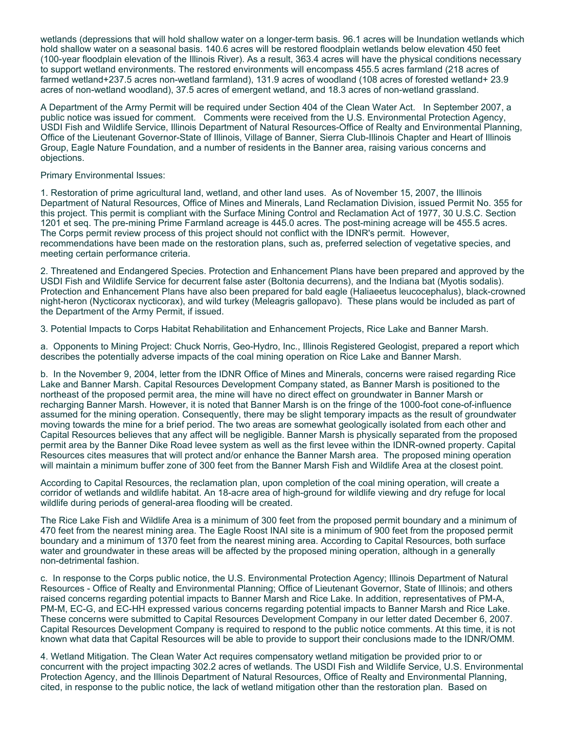wetlands (depressions that will hold shallow water on a longer-term basis. 96.1 acres will be Inundation wetlands which hold shallow water on a seasonal basis. 140.6 acres will be restored floodplain wetlands below elevation 450 feet (100-year floodplain elevation of the Illinois River). As a result, 363.4 acres will have the physical conditions necessary to support wetland environments. The restored environments will encompass 455.5 acres farmland (218 acres of farmed wetland+237.5 acres non-wetland farmland), 131.9 acres of woodland (108 acres of forested wetland+ 23.9 acres of non-wetland woodland), 37.5 acres of emergent wetland, and 18.3 acres of non-wetland grassland.

A Department of the Army Permit will be required under Section 404 of the Clean Water Act. In September 2007, a public notice was issued for comment. Comments were received from the U.S. Environmental Protection Agency, USDI Fish and Wildlife Service, Illinois Department of Natural Resources-Office of Realty and Environmental Planning, Office of the Lieutenant Governor-State of Illinois, Village of Banner, Sierra Club-Illinois Chapter and Heart of Illinois Group, Eagle Nature Foundation, and a number of residents in the Banner area, raising various concerns and objections.

Primary Environmental Issues:

1. Restoration of prime agricultural land, wetland, and other land uses. As of November 15, 2007, the Illinois Department of Natural Resources, Office of Mines and Minerals, Land Reclamation Division, issued Permit No. 355 for this project. This permit is compliant with the Surface Mining Control and Reclamation Act of 1977, 30 U.S.C. Section 1201 et seq. The pre-mining Prime Farmland acreage is 445.0 acres. The post-mining acreage will be 455.5 acres. The Corps permit review process of this project should not conflict with the IDNR's permit. However, recommendations have been made on the restoration plans, such as, preferred selection of vegetative species, and meeting certain performance criteria.

2. Threatened and Endangered Species. Protection and Enhancement Plans have been prepared and approved by the USDI Fish and Wildlife Service for decurrent false aster (Boltonia decurrens), and the Indiana bat (Myotis sodalis). Protection and Enhancement Plans have also been prepared for bald eagle (Haliaeetus leucocephalus), black-crowned night-heron (Nycticorax nycticorax), and wild turkey (Meleagris gallopavo). These plans would be included as part of the Department of the Army Permit, if issued.

3. Potential Impacts to Corps Habitat Rehabilitation and Enhancement Projects, Rice Lake and Banner Marsh.

a. Opponents to Mining Project: Chuck Norris, Geo-Hydro, Inc., Illinois Registered Geologist, prepared a report which describes the potentially adverse impacts of the coal mining operation on Rice Lake and Banner Marsh.

b. In the November 9, 2004, letter from the IDNR Office of Mines and Minerals, concerns were raised regarding Rice Lake and Banner Marsh. Capital Resources Development Company stated, as Banner Marsh is positioned to the northeast of the proposed permit area, the mine will have no direct effect on groundwater in Banner Marsh or recharging Banner Marsh. However, it is noted that Banner Marsh is on the fringe of the 1000-foot cone-of-influence assumed for the mining operation. Consequently, there may be slight temporary impacts as the result of groundwater moving towards the mine for a brief period. The two areas are somewhat geologically isolated from each other and Capital Resources believes that any affect will be negligible. Banner Marsh is physically separated from the proposed permit area by the Banner Dike Road levee system as well as the first levee within the IDNR-owned property. Capital Resources cites measures that will protect and/or enhance the Banner Marsh area. The proposed mining operation will maintain a minimum buffer zone of 300 feet from the Banner Marsh Fish and Wildlife Area at the closest point.

According to Capital Resources, the reclamation plan, upon completion of the coal mining operation, will create a corridor of wetlands and wildlife habitat. An 18-acre area of high-ground for wildlife viewing and dry refuge for local wildlife during periods of general-area flooding will be created.

The Rice Lake Fish and Wildlife Area is a minimum of 300 feet from the proposed permit boundary and a minimum of 470 feet from the nearest mining area. The Eagle Roost INAI site is a minimum of 900 feet from the proposed permit boundary and a minimum of 1370 feet from the nearest mining area. According to Capital Resources, both surface water and groundwater in these areas will be affected by the proposed mining operation, although in a generally non-detrimental fashion.

c. In response to the Corps public notice, the U.S. Environmental Protection Agency; Illinois Department of Natural Resources - Office of Realty and Environmental Planning; Office of Lieutenant Governor, State of Illinois; and others raised concerns regarding potential impacts to Banner Marsh and Rice Lake. In addition, representatives of PM-A, PM-M, EC-G, and EC-HH expressed various concerns regarding potential impacts to Banner Marsh and Rice Lake. These concerns were submitted to Capital Resources Development Company in our letter dated December 6, 2007. Capital Resources Development Company is required to respond to the public notice comments. At this time, it is not known what data that Capital Resources will be able to provide to support their conclusions made to the IDNR/OMM.

4. Wetland Mitigation. The Clean Water Act requires compensatory wetland mitigation be provided prior to or concurrent with the project impacting 302.2 acres of wetlands. The USDI Fish and Wildlife Service, U.S. Environmental Protection Agency, and the Illinois Department of Natural Resources, Office of Realty and Environmental Planning, cited, in response to the public notice, the lack of wetland mitigation other than the restoration plan. Based on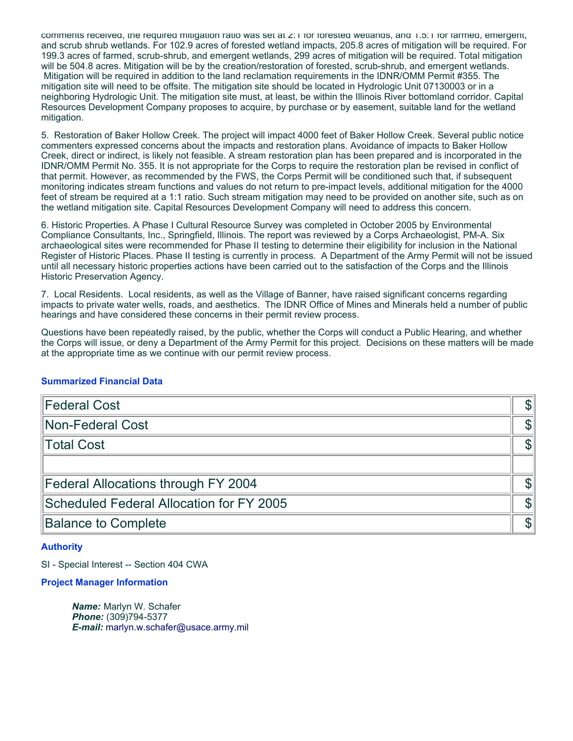comments received, the required mitigation ratio was set at 2:1 for forested wetlands, and 1.5:1 for farmed, emergent, and scrub shrub wetlands. For 102.9 acres of forested wetland impacts, 205.8 acres of mitigation will be required. For 199.3 acres of farmed, scrub-shrub, and emergent wetlands, 299 acres of mitigation will be required. Total mitigation will be 504.8 acres. Mitigation will be by the creation/restoration of forested, scrub-shrub, and emergent wetlands. Mitigation will be required in addition to the land reclamation requirements in the IDNR/OMM Permit #355. The mitigation site will need to be offsite. The mitigation site should be located in Hydrologic Unit 07130003 or in a neighboring Hydrologic Unit. The mitigation site must, at least, be within the Illinois River bottomland corridor. Capital Resources Development Company proposes to acquire, by purchase or by easement, suitable land for the wetland mitigation.

5. Restoration of Baker Hollow Creek. The project will impact 4000 feet of Baker Hollow Creek. Several public notice commenters expressed concerns about the impacts and restoration plans. Avoidance of impacts to Baker Hollow Creek, direct or indirect, is likely not feasible. A stream restoration plan has been prepared and is incorporated in the IDNR/OMM Permit No. 355. It is not appropriate for the Corps to require the restoration plan be revised in conflict of that permit. However, as recommended by the FWS, the Corps Permit will be conditioned such that, if subsequent monitoring indicates stream functions and values do not return to pre-impact levels, additional mitigation for the 4000 feet of stream be required at a 1:1 ratio. Such stream mitigation may need to be provided on another site, such as on the wetland mitigation site. Capital Resources Development Company will need to address this concern.

6. Historic Properties. A Phase I Cultural Resource Survey was completed in October 2005 by Environmental Compliance Consultants, Inc., Springfield, Illinois. The report was reviewed by a Corps Archaeologist, PM-A. Six archaeological sites were recommended for Phase II testing to determine their eligibility for inclusion in the National Register of Historic Places. Phase II testing is currently in process. A Department of the Army Permit will not be issued until all necessary historic properties actions have been carried out to the satisfaction of the Corps and the Illinois Historic Preservation Agency.

7. Local Residents. Local residents, as well as the Village of Banner, have raised significant concerns regarding impacts to private water wells, roads, and aesthetics. The IDNR Office of Mines and Minerals held a number of public hearings and have considered these concerns in their permit review process.

Questions have been repeatedly raised, by the public, whether the Corps will conduct a Public Hearing, and whether the Corps will issue, or deny a Department of the Army Permit for this project. Decisions on these matters will be made at the appropriate time as we continue with our permit review process.

### Summarized Financial Data

| | |
|---|---|
| Federal Cost | $ |
| Non-Federal Cost | $ |
| Total Cost | $ |
| | |
| Federal Allocations through FY 2004 | $ |
| Scheduled Federal Allocation for FY 2005 | $ |
| Balance to Complete | $ |

### Authority

SI - Special Interest -- Section 404 CWA

### Project Manager Information

***Name:*** Marlyn W. Schafer
***Phone:*** (309)794-5377
***E-mail:*** marlyn.w.schafer@usace.army.mil